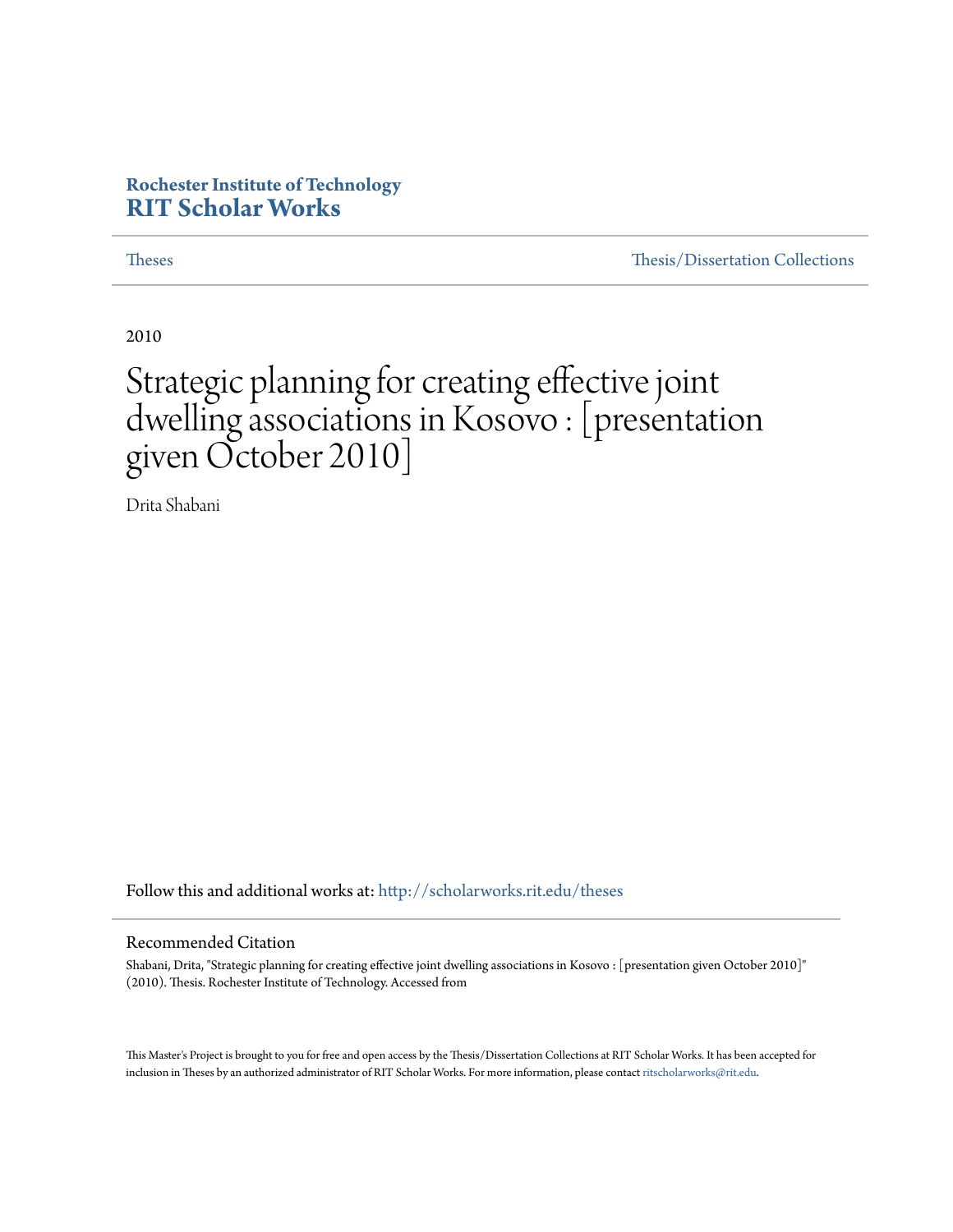Rochester Institute of Technology
**RIT Scholar Works**

Theses | Thesis/Dissertation Collections

2010

# Strategic planning for creating effective joint dwelling associations in Kosovo : [presentation given October 2010]

Drita Shabani

Follow this and additional works at: http://scholarworks.rit.edu/theses

## Recommended Citation

Shabani, Drita, "Strategic planning for creating effective joint dwelling associations in Kosovo : [presentation given October 2010]" (2010). Thesis. Rochester Institute of Technology. Accessed from

This Master's Project is brought to you for free and open access by the Thesis/Dissertation Collections at RIT Scholar Works. It has been accepted for inclusion in Theses by an authorized administrator of RIT Scholar Works. For more information, please contact ritscholarworks@rit.edu.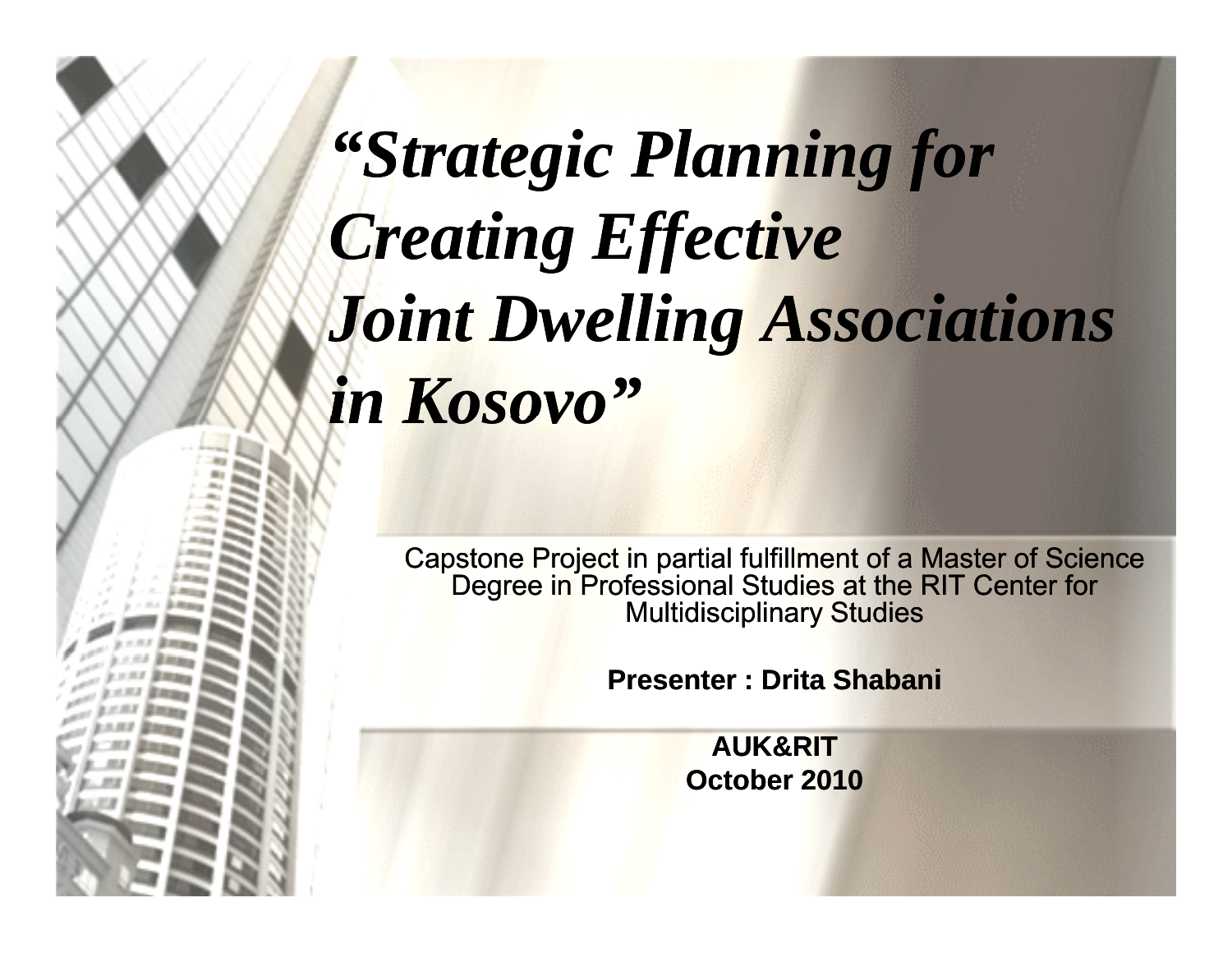# *"Strategic Planning for Creating Effective Joint Dwelling Associations in Kosovo"*

Capstone Project in partial fulfillment of a Master of Science Degree in Professional Studies at the RIT Center for Multidisciplinary Studies

**Presenter : Drita Shabani**

**AUK&RIT**
**October 2010**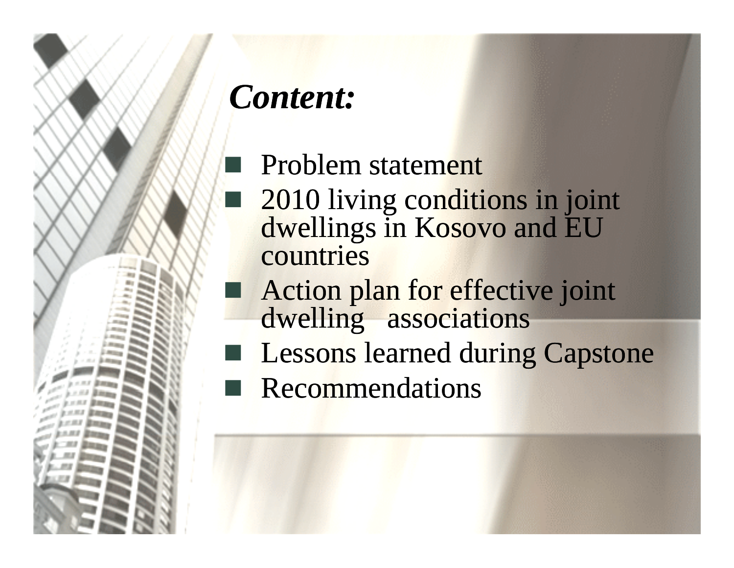## *Content:*

- Problem statement
- 2010 living conditions in joint dwellings in Kosovo and EU countries
- Action plan for effective joint dwelling associations
- Lessons learned during Capstone
- Recommendations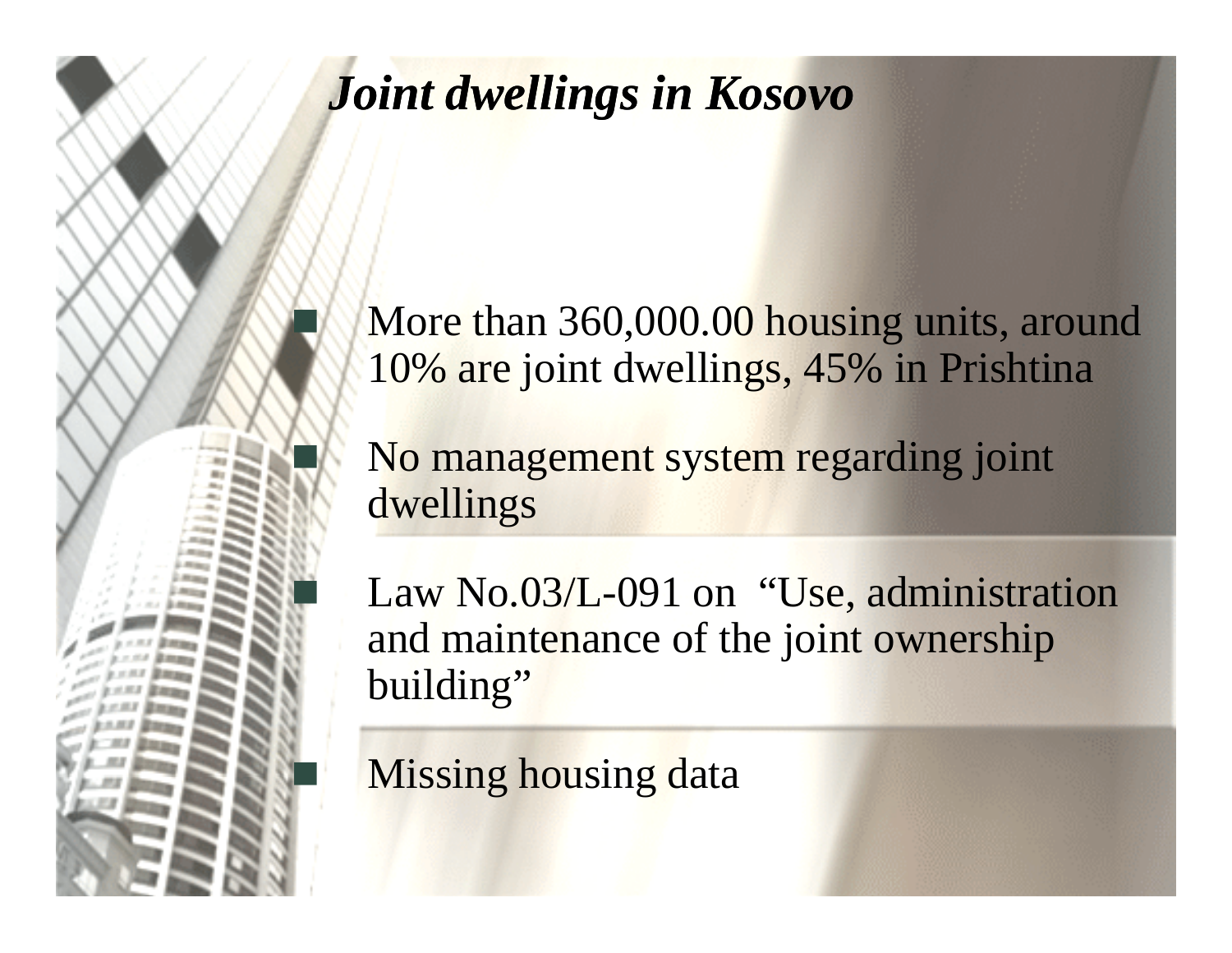# *Joint dwellings in Kosovo*

- More than 360,000.00 housing units, around 10% are joint dwellings, 45% in Prishtina
- No management system regarding joint dwellings
- Law No.03/L-091 on "Use, administration and maintenance of the joint ownership building"
- Missing housing data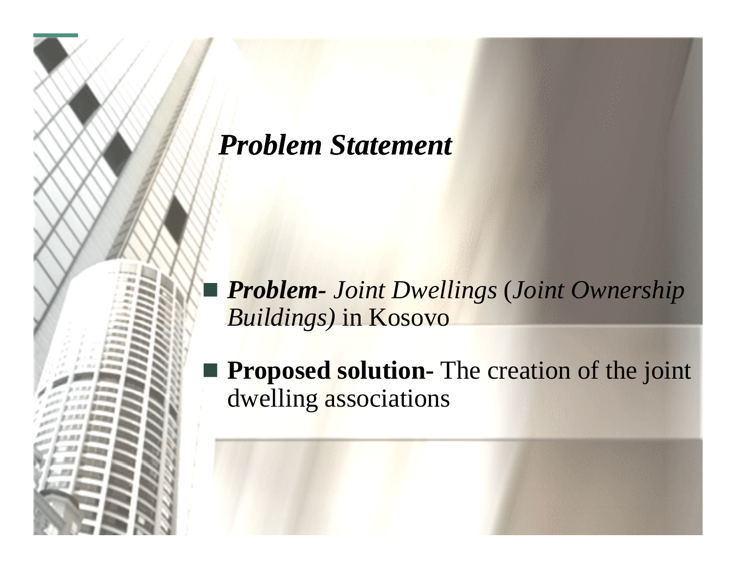# *Problem Statement*

- ***Problem-*** *Joint Dwellings* (*Joint Ownership Buildings)* in Kosovo
- **Proposed solution-** The creation of the joint dwelling associations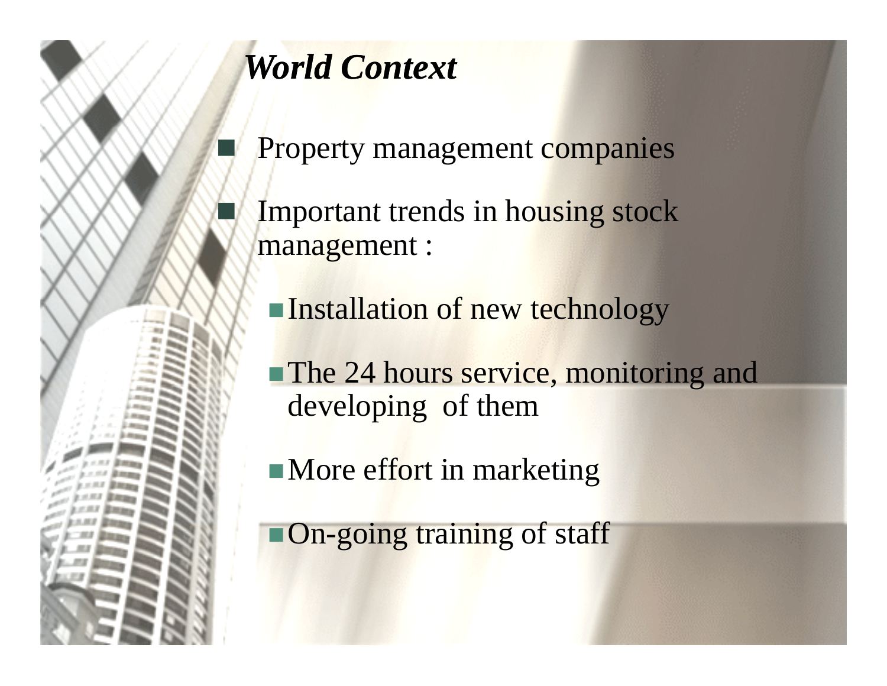## *World Context*

- Property management companies
- Important trends in housing stock management :
  - Installation of new technology
  - The 24 hours service, monitoring and developing of them
  - More effort in marketing
  - On-going training of staff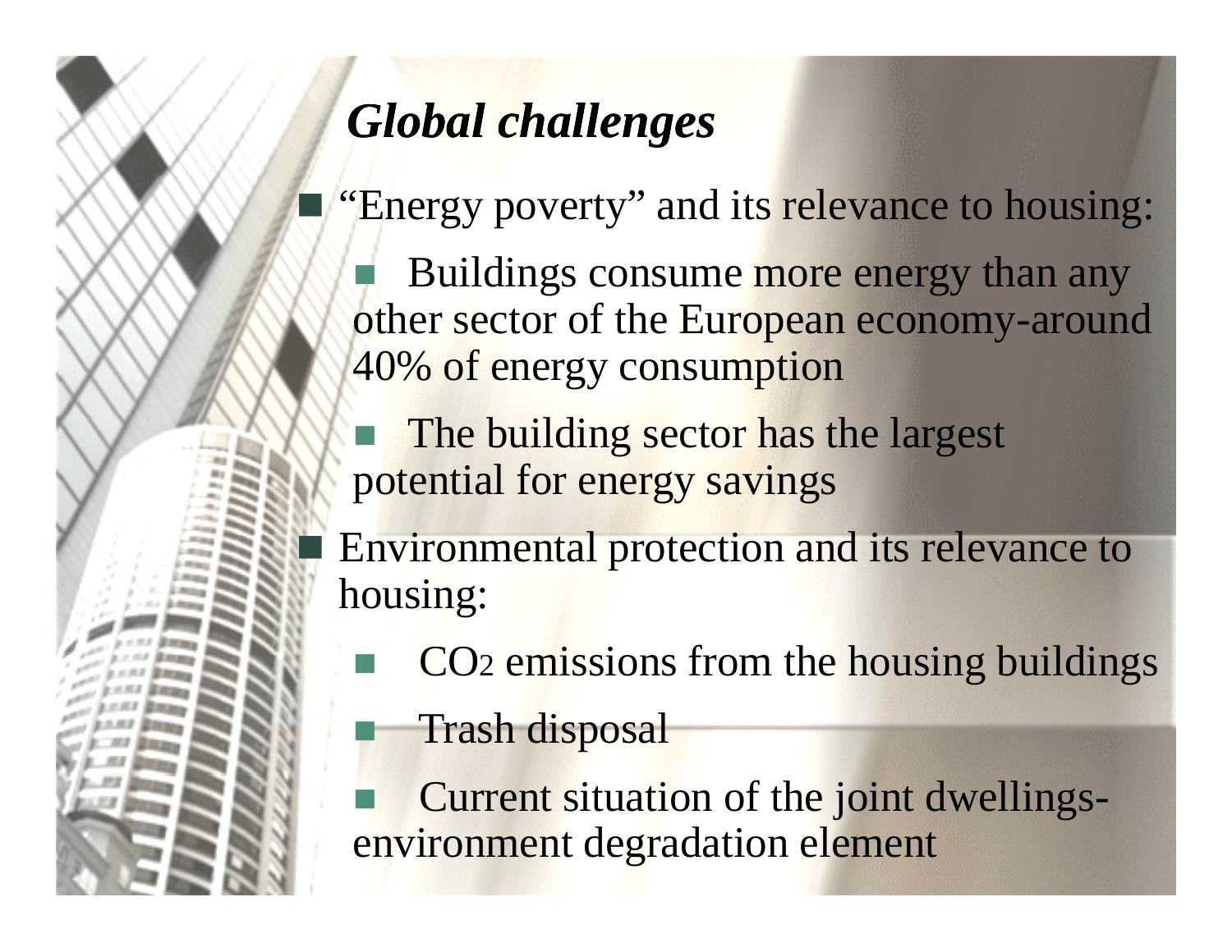## *Global challenges*

- "Energy poverty" and its relevance to housing:
  - Buildings consume more energy than any other sector of the European economy-around 40% of energy consumption
  - The building sector has the largest potential for energy savings
- Environmental protection and its relevance to housing:
  - $CO_2$ emissions from the housing buildings
  - Trash disposal
  - Current situation of the joint dwellings-environment degradation element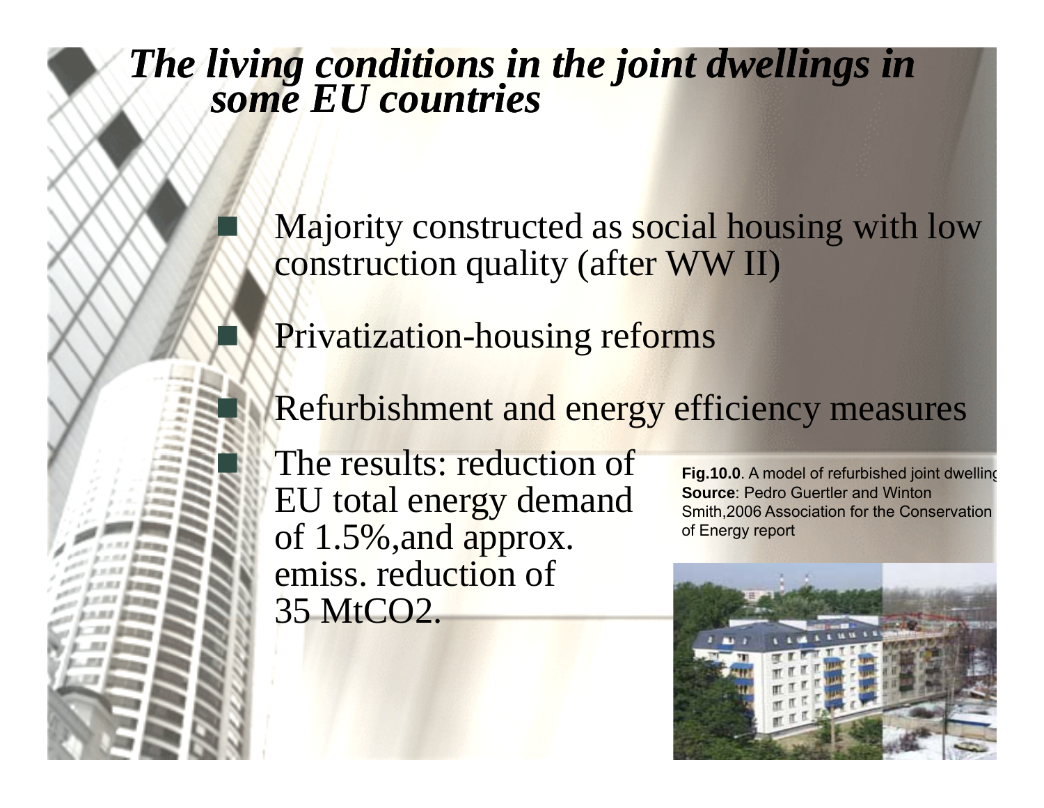# *The living conditions in the joint dwellings in some EU countries*

- Majority constructed as social housing with low construction quality (after WW II)
- Privatization-housing reforms
- Refurbishment and energy efficiency measures
- The results: reduction of EU total energy demand of 1.5%,and approx. emiss. reduction of 35 $MtCO_2$.

**Fig.10.0**. A model of refurbished joint dwelling
**Source**: Pedro Guertler and Winton Smith,2006 Association for the Conservation of Energy report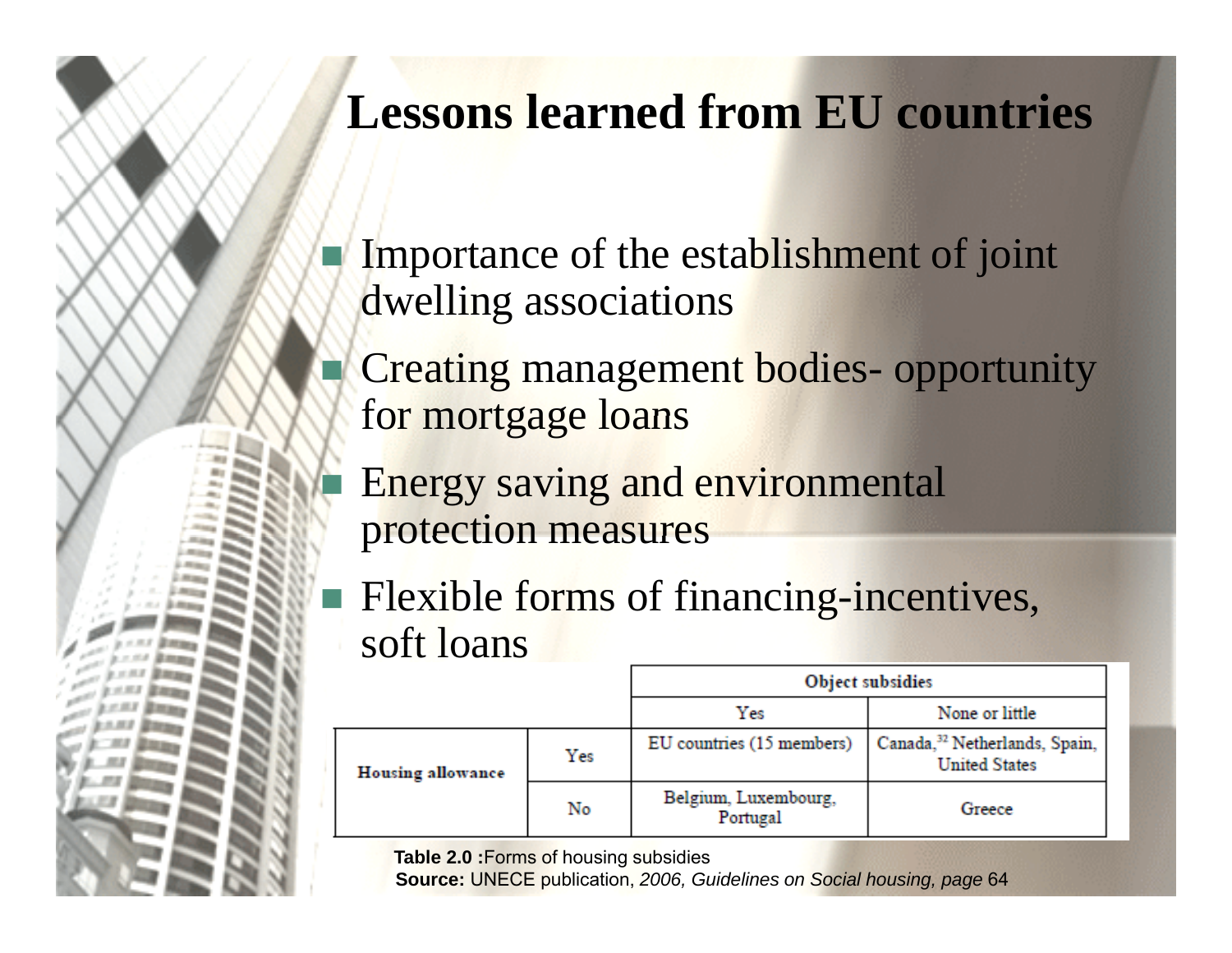# Lessons learned from EU countries

- Importance of the establishment of joint dwelling associations
- Creating management bodies- opportunity for mortgage loans
- Energy saving and environmental protection measures
- Flexible forms of financing-incentives, soft loans

| | | Object subsidies | |
|---|---|---|---|
| | | Yes | None or little |
| Housing allowance | Yes | EU countries (15 members) | Canada,[32] Netherlands, Spain, United States |
| | No | Belgium, Luxembourg, Portugal | Greece |

**Table 2.0 :**Forms of housing subsidies
**Source:** UNECE publication, *2006, Guidelines on Social housing, page* 64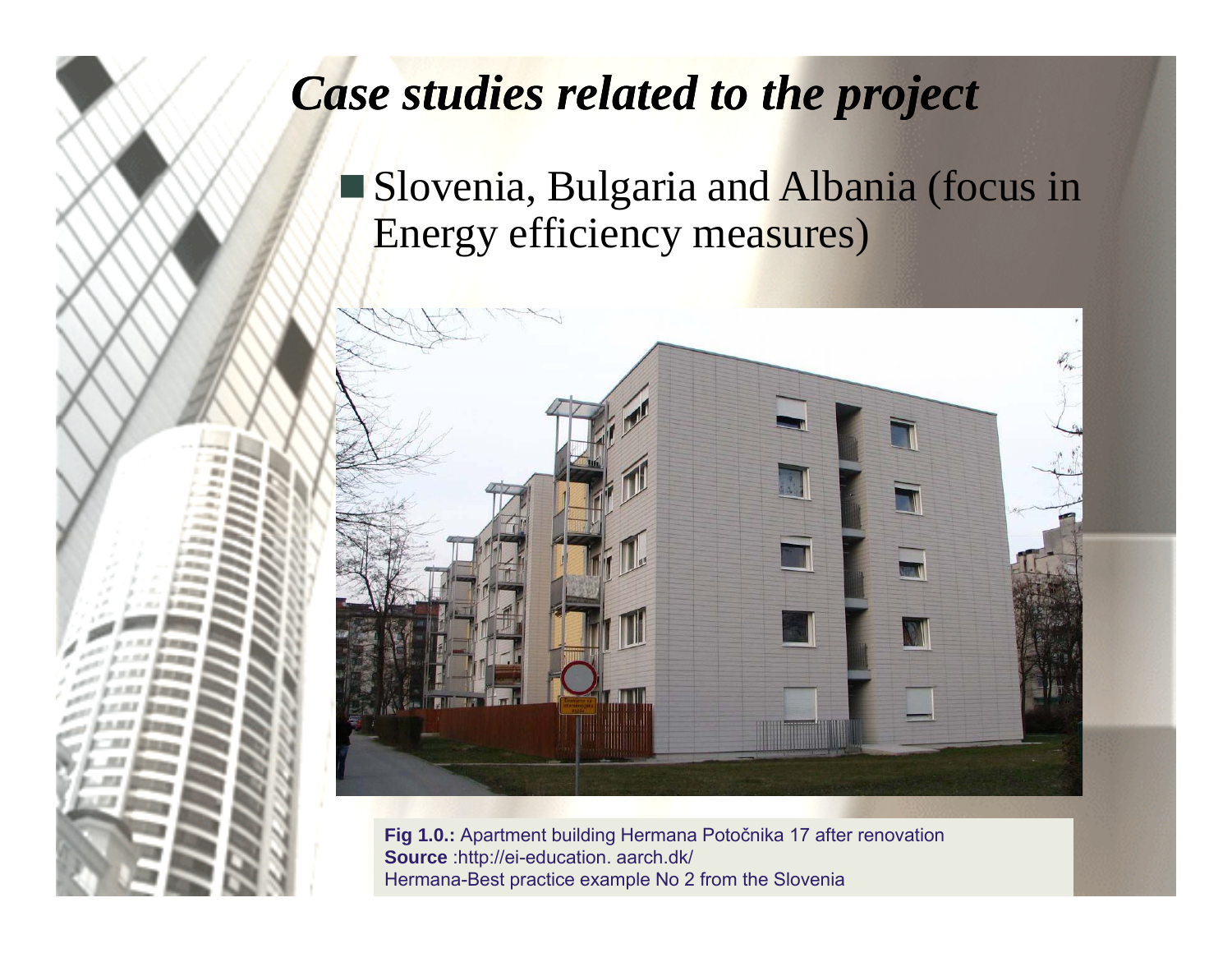# *Case studies related to the project*

- Slovenia, Bulgaria and Albania (focus in Energy efficiency measures)

**Fig 1.0.:** Apartment building Hermana Potočnika 17 after renovation
**Source** :http://ei-education. aarch.dk/
Hermana-Best practice example No 2 from the Slovenia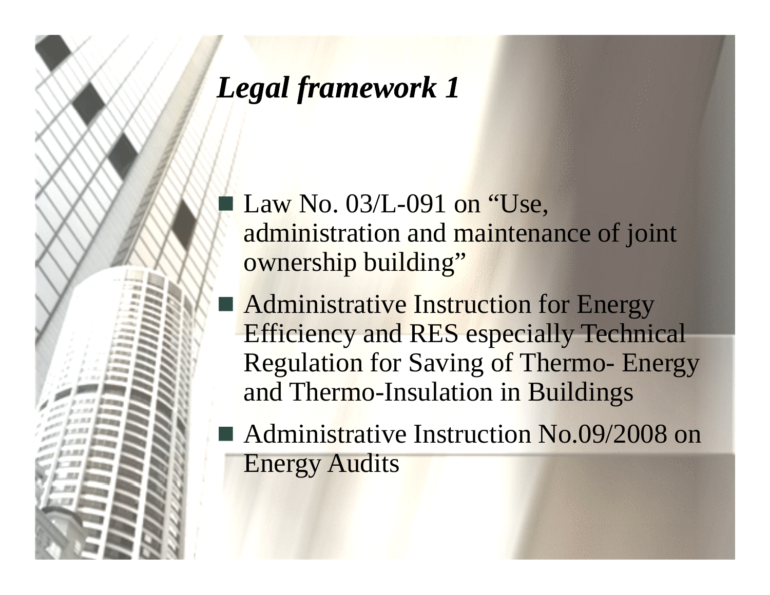## *Legal framework 1*

- Law No. 03/L-091 on “Use, administration and maintenance of joint ownership building”
- Administrative Instruction for Energy Efficiency and RES especially Technical Regulation for Saving of Thermo- Energy and Thermo-Insulation in Buildings
- Administrative Instruction No.09/2008 on Energy Audits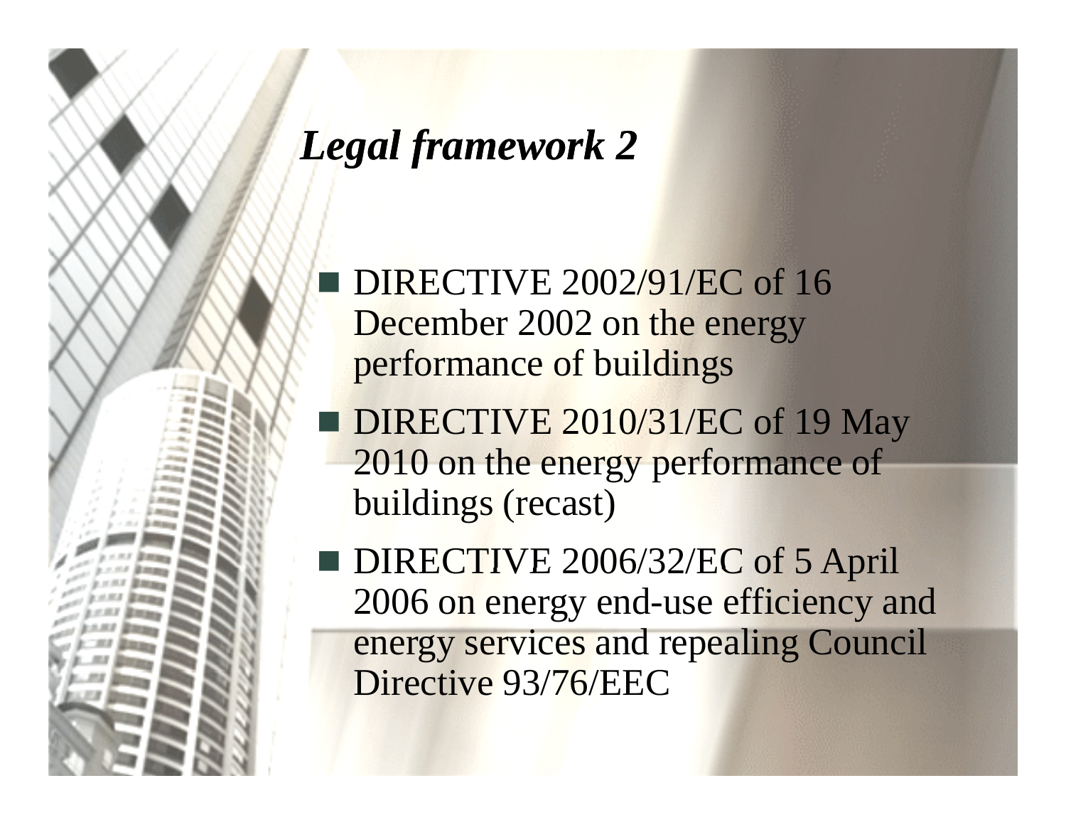## *Legal framework 2*

- DIRECTIVE 2002/91/EC of 16 December 2002 on the energy performance of buildings
- DIRECTIVE 2010/31/EC of 19 May 2010 on the energy performance of buildings (recast)
- DIRECTIVE 2006/32/EC of 5 April 2006 on energy end-use efficiency and energy services and repealing Council Directive 93/76/EEC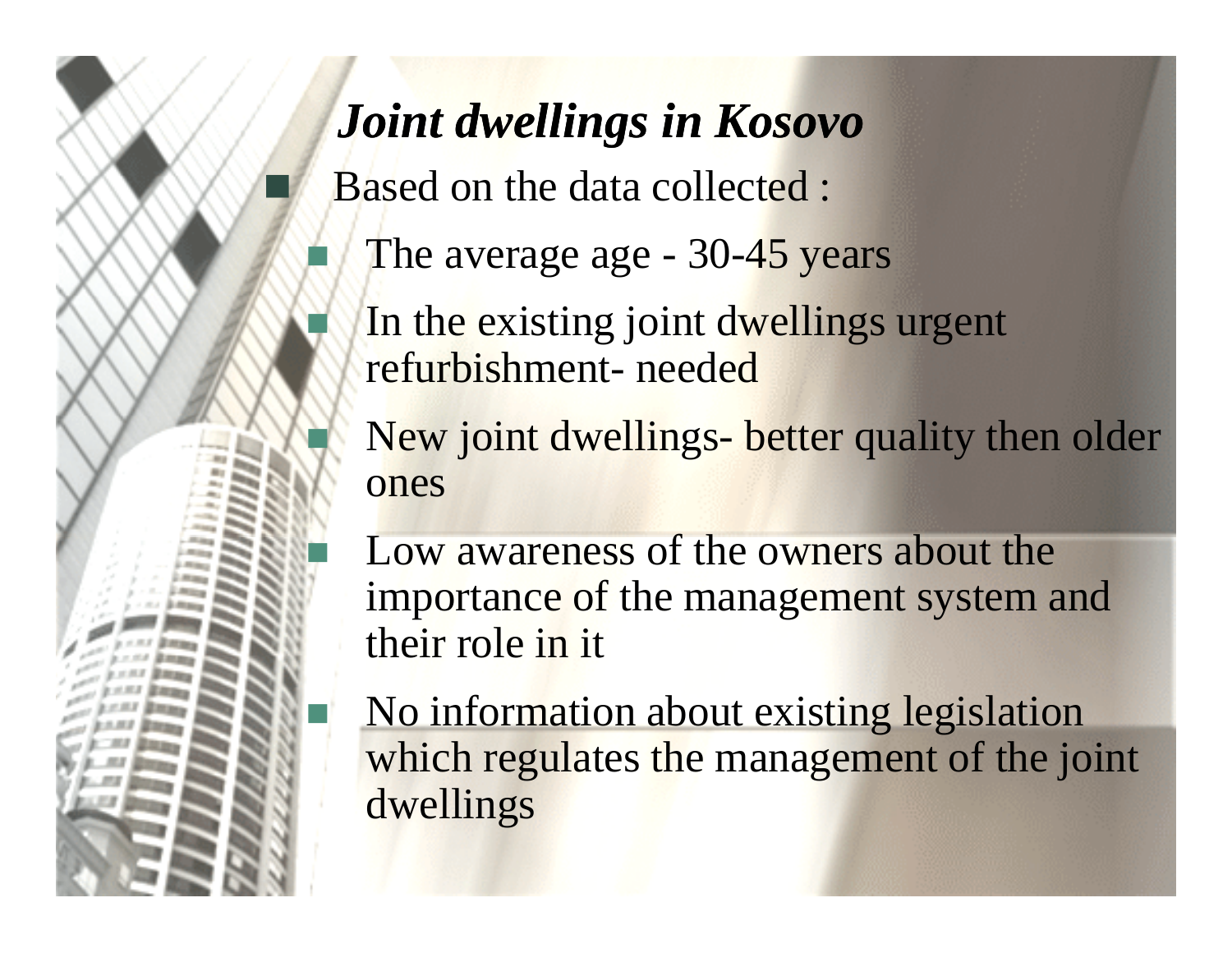## *Joint dwellings in Kosovo*

- Based on the data collected :
  - The average age - 30-45 years
  - In the existing joint dwellings urgent refurbishment- needed
  - New joint dwellings- better quality then older ones
  - Low awareness of the owners about the importance of the management system and their role in it
  - No information about existing legislation which regulates the management of the joint dwellings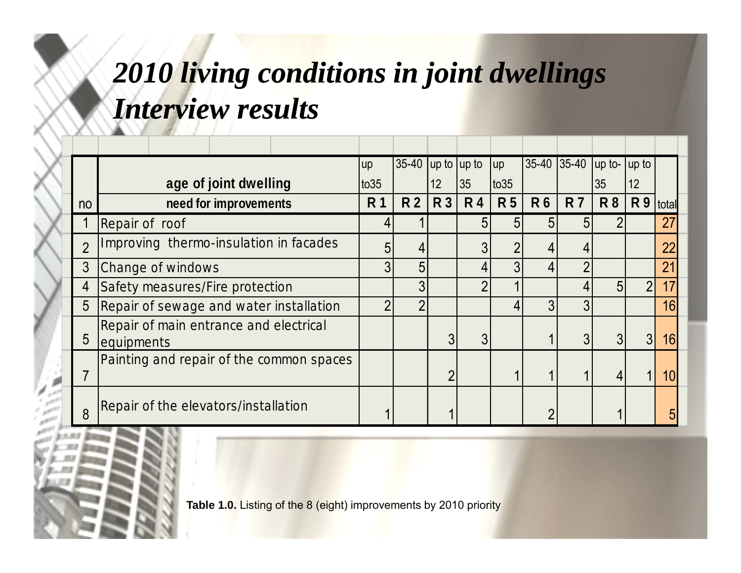# 2010 living conditions in joint dwellings Interview results

| no | age of joint dwelling / need for improvements | up to35 R 1 | 35-40 R 2 | up to 12 R 3 | up to 35 R 4 | up to35 R 5 | 35-40 R 6 | 35-40 R 7 | up to-35 R 8 | up to 12 R 9 | total |
|---|---|---|---|---|---|---|---|---|---|---|---|
| 1 | Repair of roof | 4 | 1 | | 5 | 5 | 5 | 5 | 2 | | 27 |
| 2 | Improving thermo-insulation in facades | 5 | 4 | | 3 | 2 | 4 | 4 | | | 22 |
| 3 | Change of windows | 3 | 5 | | 4 | 3 | 4 | 2 | | | 21 |
| 4 | Safety measures/Fire protection | | 3 | | 2 | 1 | | 4 | 5 | 2 | 17 |
| 5 | Repair of sewage and water installation | 2 | 2 | | | 4 | 3 | 3 | | | 16 |
| 5 | Repair of main entrance and electrical equipments | | | 3 | 3 | | 1 | 3 | 3 | 3 | 16 |
| 7 | Painting and repair of the common spaces | | | 2 | | 1 | 1 | 1 | 4 | 1 | 10 |
| 8 | Repair of the elevators/installation | 1 | | 1 | | | 2 | | 1 | | 5 |

**Table 1.0.** Listing of the 8 (eight) improvements by 2010 priority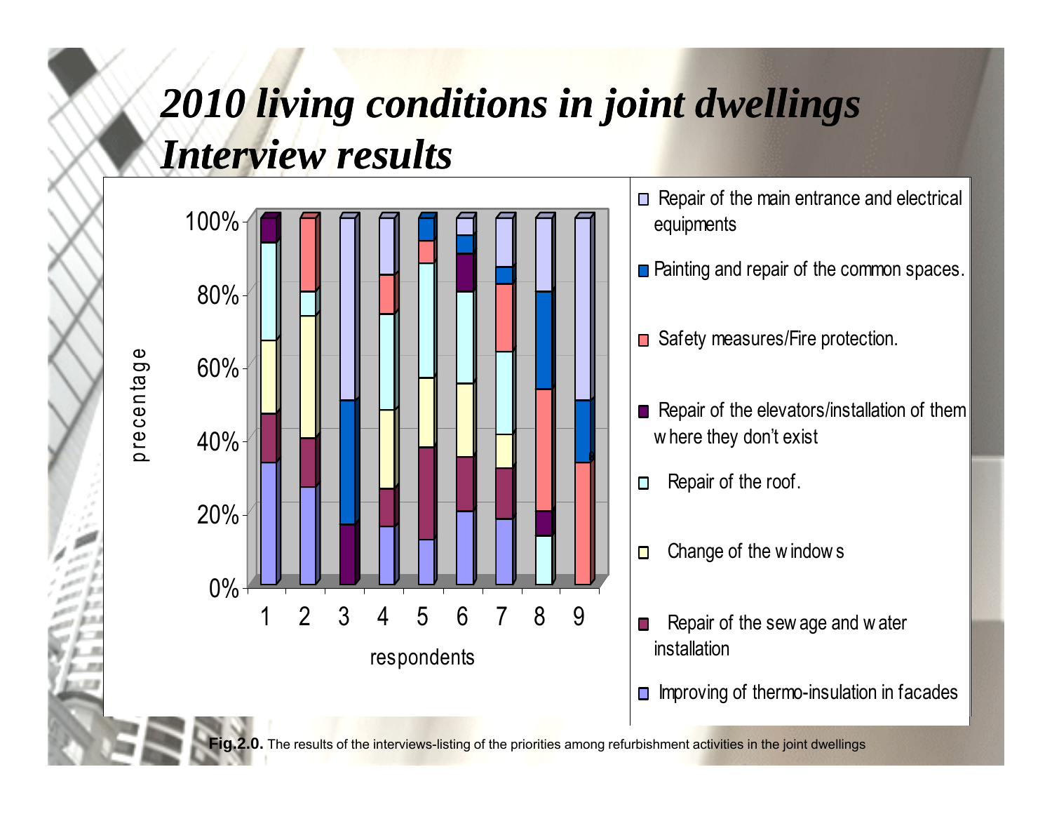# *2010 living conditions in joint dwellings Interview results*

| | |
|---|---|
| y-axis | precentage (0%, 20%, 40%, 60%, 80%, 100%) |
| x-axis | respondents (1, 2, 3, 4, 5, 6, 7, 8, 9) |

Legend:
- Repair of the main entrance and electrical equipments
- Painting and repair of the common spaces.
- Safety measures/Fire protection.
- Repair of the elevators/installation of them where they don't exist
- Repair of the roof.
- Change of the windows
- Repair of the sewage and water installation
- Improving of thermo-insulation in facades

**Fig.2.0.** The results of the interviews-listing of the priorities among refurbishment activities in the joint dwellings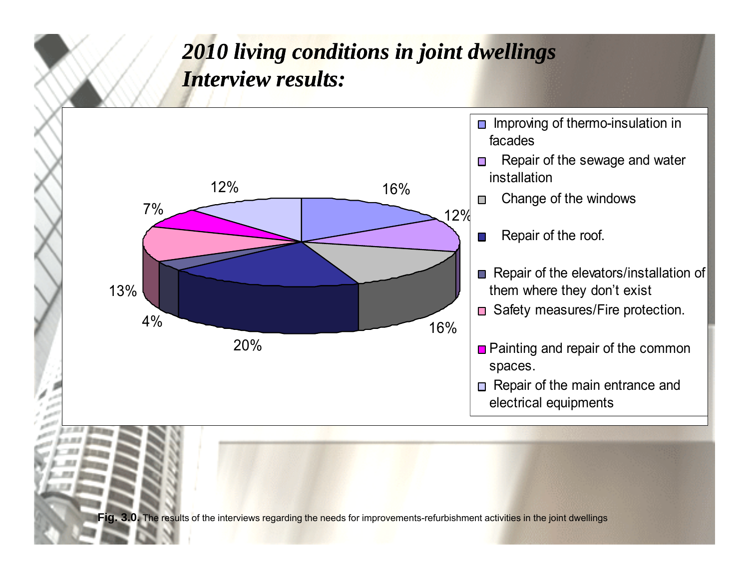# *2010 living conditions in joint dwellings*
# *Interview results:*

| Category | Percentage |
| --- | --- |
| Improving of thermo-insulation in facades | 16% |
| Repair of the sewage and water installation | 12% |
| Change of the windows | 16% |
| Repair of the roof. | 20% |
| Repair of the elevators/installation of them where they don't exist | 4% |
| Safety measures/Fire protection. | 13% |
| Painting and repair of the common spaces. | 7% |
| Repair of the main entrance and electrical equipments | 12% |

**Fig. 3.0.** The results of the interviews regarding the needs for improvements-refurbishment activities in the joint dwellings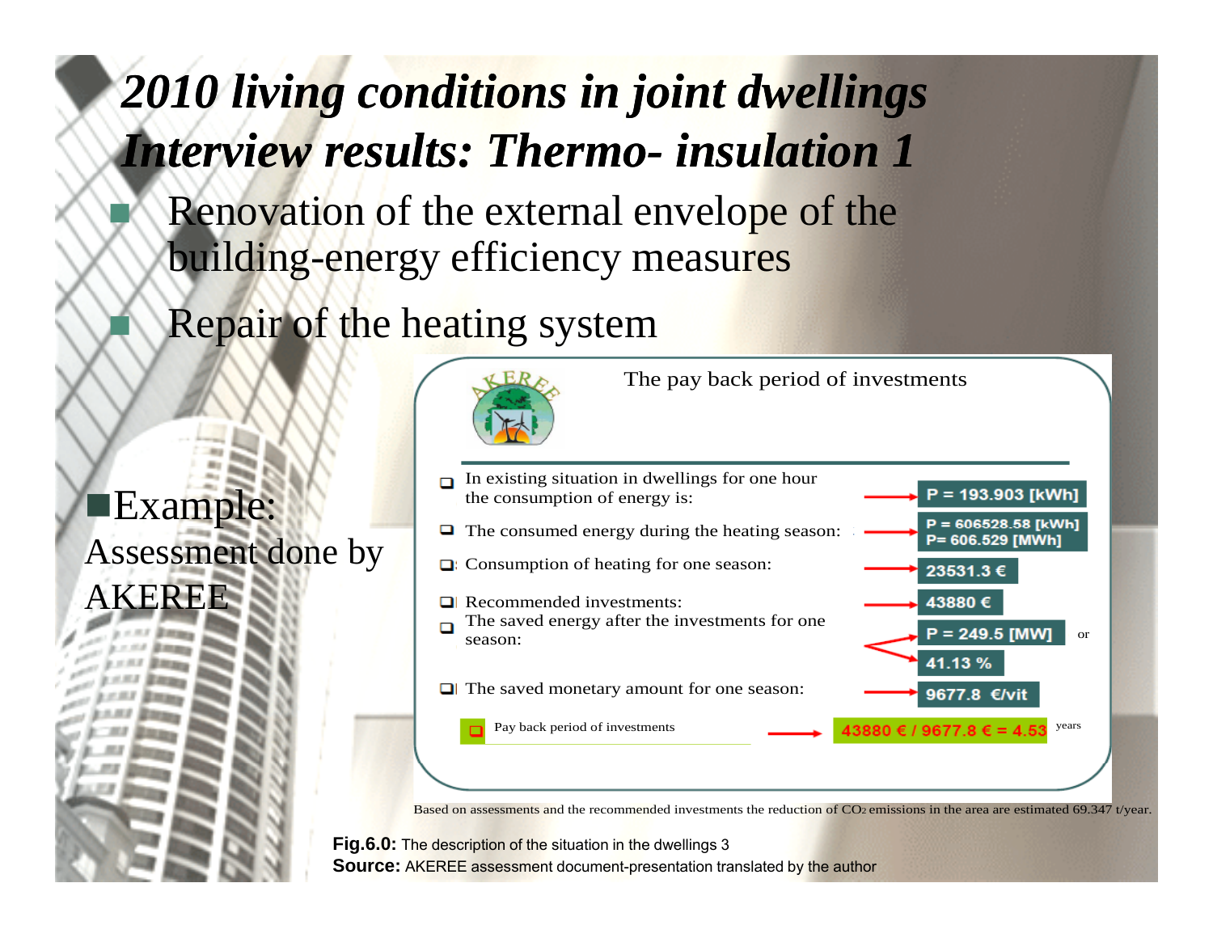# *2010 living conditions in joint dwellings Interview results: Thermo- insulation 1*

- Renovation of the external envelope of the building-energy efficiency measures
- Repair of the heating system

- Example:

Assessment done by AKEREE

The pay back period of investments

| | |
|---|---|
| In existing situation in dwellings for one hour the consumption of energy is: | P = 193.903 [kWh] |
| The consumed energy during the heating season: | P = 606528.58 [kWh] P= 606.529 [MWh] |
| Consumption of heating for one season: | 23531.3 € |
| Recommended investments: | 43880 € |
| The saved energy after the investments for one season: | P = 249.5 [MW] or 41.13 % |
| The saved monetary amount for one season: | 9677.8 €/vit |
| Pay back period of investments | 43880 € / 9677.8 € = 4.53 years |

Based on assessments and the recommended investments the reduction of $CO_2$ emissions in the area are estimated 69.347 t/year.

**Fig.6.0:** The description of the situation in the dwellings 3
**Source:** AKEREE assessment document-presentation translated by the author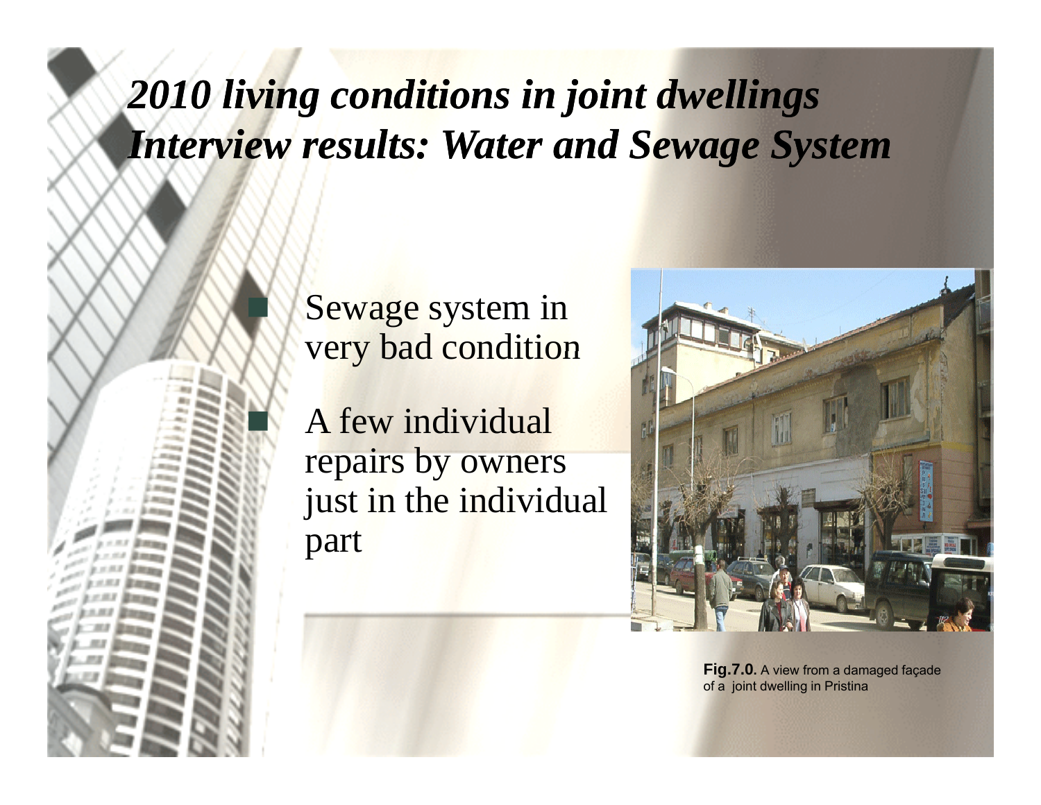# *2010 living conditions in joint dwellings Interview results: Water and Sewage System*

- Sewage system in very bad condition
- A few individual repairs by owners just in the individual part

**Fig.7.0.** A view from a damaged façade of a joint dwelling in Pristina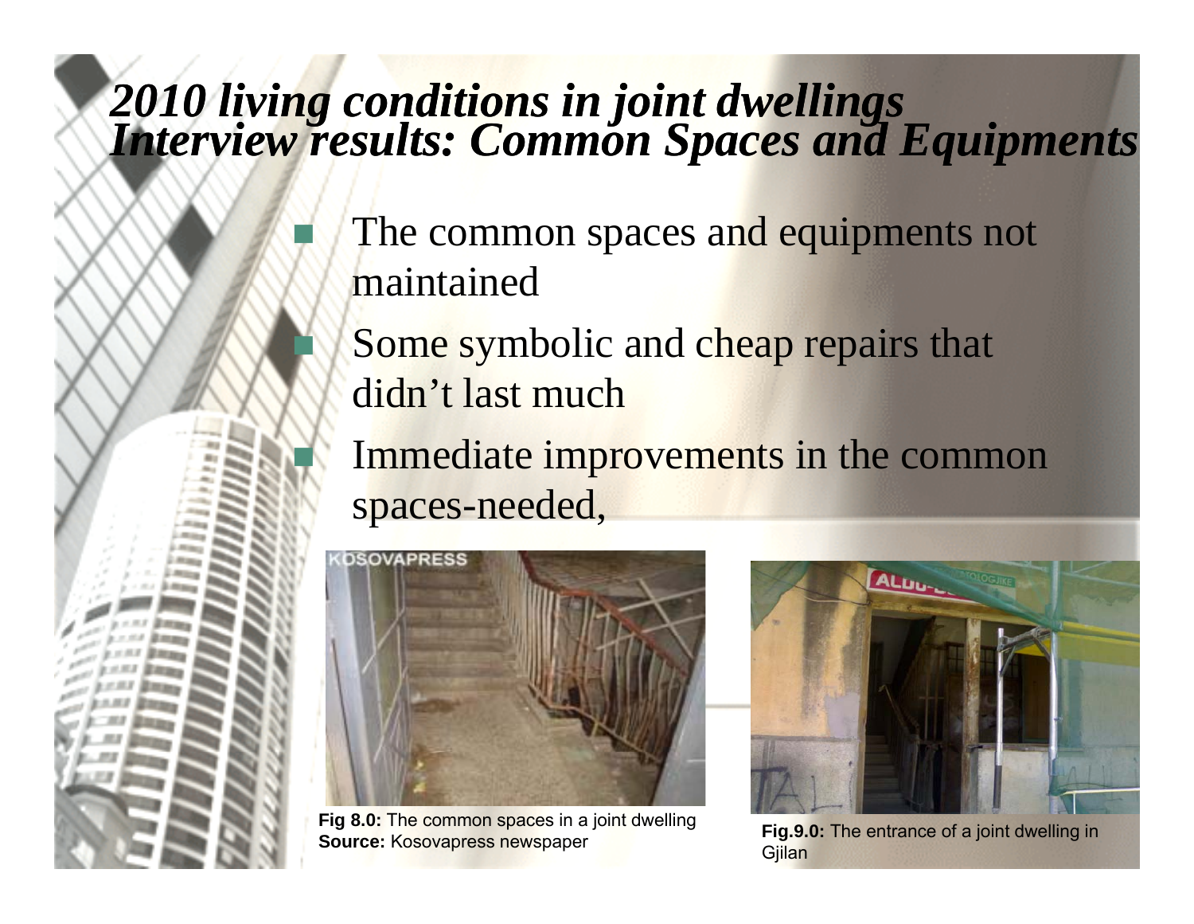# *2010 living conditions in joint dwellings*
# *Interview results: Common Spaces and Equipments*

- The common spaces and equipments not maintained
- Some symbolic and cheap repairs that didn't last much
- Immediate improvements in the common spaces-needed,

**Fig 8.0:** The common spaces in a joint dwelling
**Source:** Kosovapress newspaper

**Fig.9.0:** The entrance of a joint dwelling in Gjilan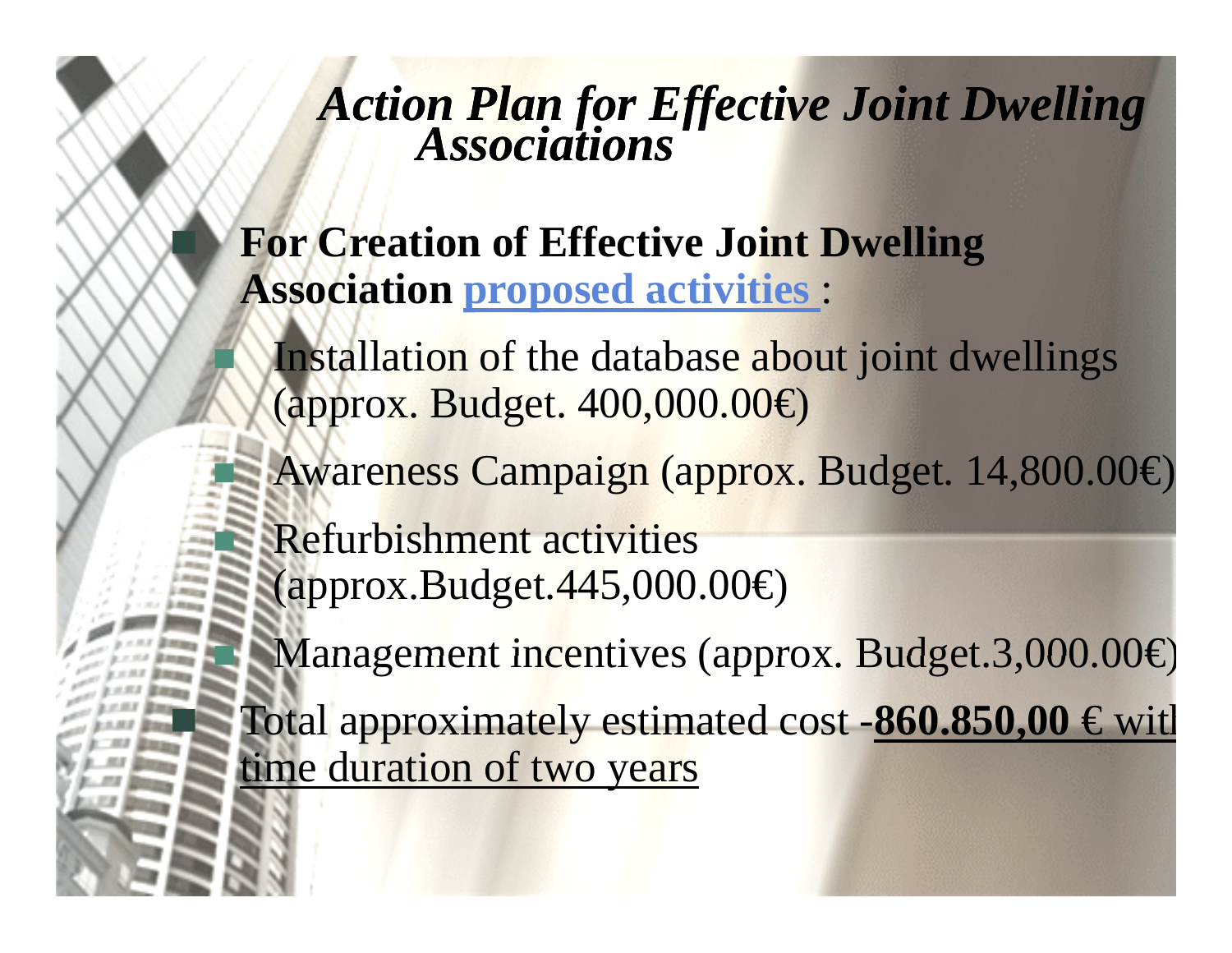# *Action Plan for Effective Joint Dwelling Associations*

- **For Creation of Effective Joint Dwelling Association proposed activities :**
  - Installation of the database about joint dwellings (approx. Budget. 400,000.00€)
  - Awareness Campaign (approx. Budget. 14,800.00€)
  - Refurbishment activities (approx.Budget.445,000.00€)
  - Management incentives (approx. Budget.3,000.00€)
- Total approximately estimated cost -**860.850,00** € with time duration of two years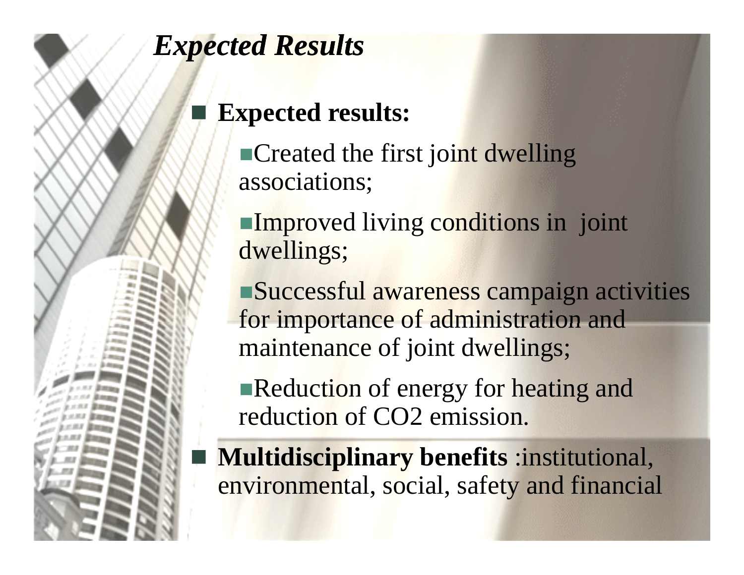# *Expected Results*

- **Expected results:**
  - Created the first joint dwelling associations;
  - Improved living conditions in joint dwellings;
  - Successful awareness campaign activities for importance of administration and maintenance of joint dwellings;
  - Reduction of energy for heating and reduction of $CO_2$ emission.
- **Multidisciplinary benefits** :institutional, environmental, social, safety and financial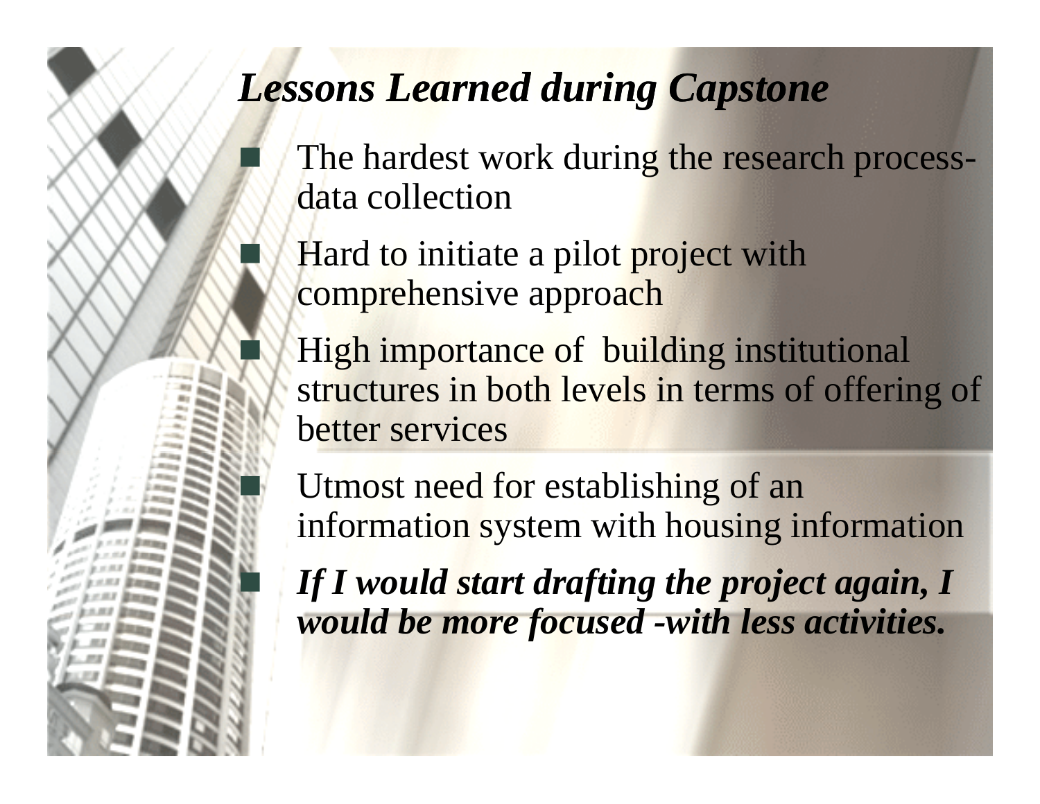## *Lessons Learned during Capstone*

- The hardest work during the research process-data collection
- Hard to initiate a pilot project with comprehensive approach
- High importance of building institutional structures in both levels in terms of offering of better services
- Utmost need for establishing of an information system with housing information
- ***If I would start drafting the project again, I would be more focused -with less activities.***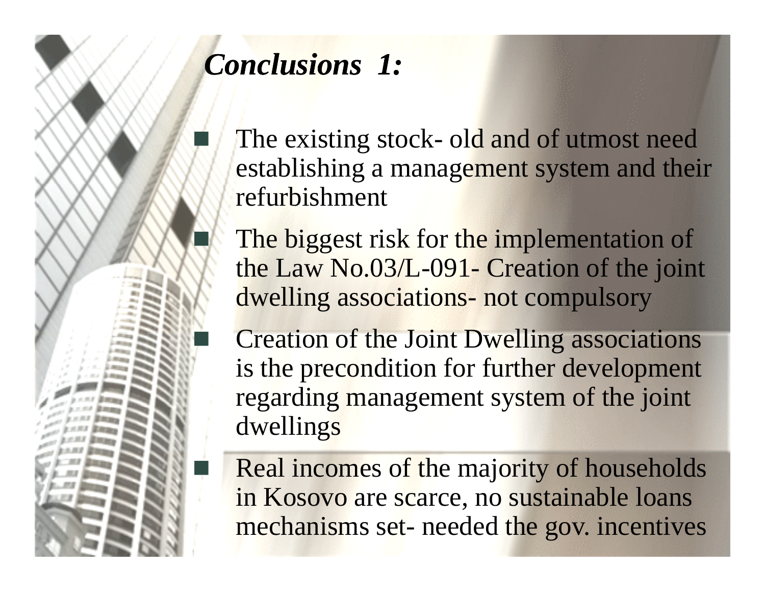## *Conclusions 1:*

- The existing stock- old and of utmost need establishing a management system and their refurbishment
- The biggest risk for the implementation of the Law No.03/L-091- Creation of the joint dwelling associations- not compulsory
- Creation of the Joint Dwelling associations is the precondition for further development regarding management system of the joint dwellings
- Real incomes of the majority of households in Kosovo are scarce, no sustainable loans mechanisms set- needed the gov. incentives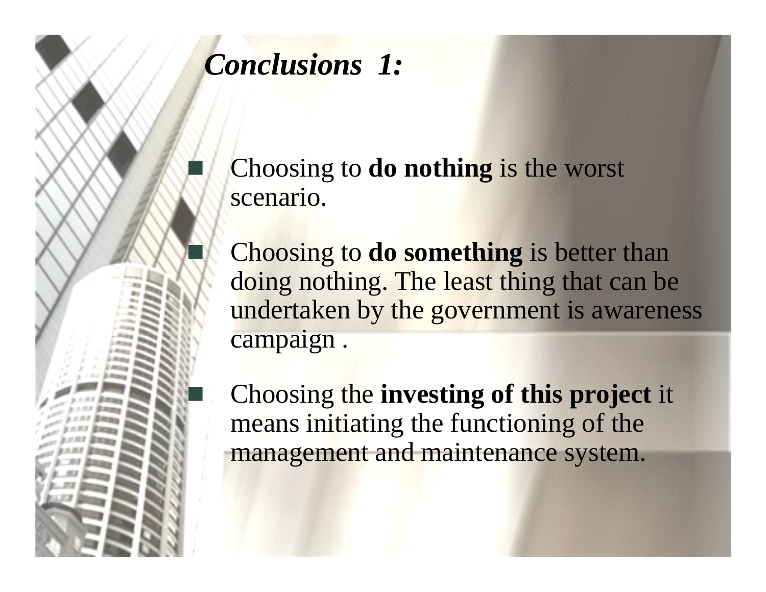## *Conclusions 1:*

- Choosing to **do nothing** is the worst scenario.
- Choosing to **do something** is better than doing nothing. The least thing that can be undertaken by the government is awareness campaign .
- Choosing the **investing of this project** it means initiating the functioning of the management and maintenance system.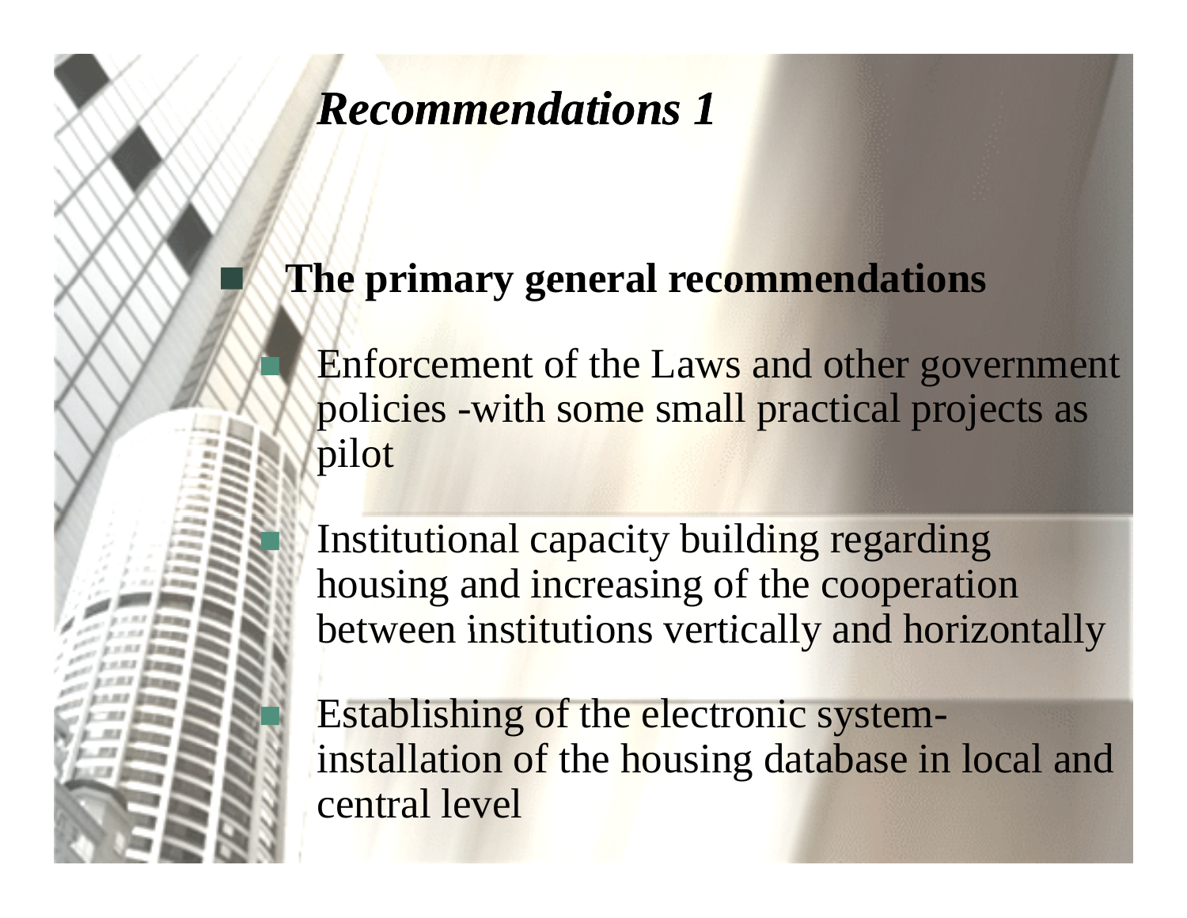# *Recommendations 1*

- **The primary general recommendations**
  - Enforcement of the Laws and other government policies -with some small practical projects as pilot
  - Institutional capacity building regarding housing and increasing of the cooperation between institutions vertically and horizontally
  - Establishing of the electronic system-installation of the housing database in local and central level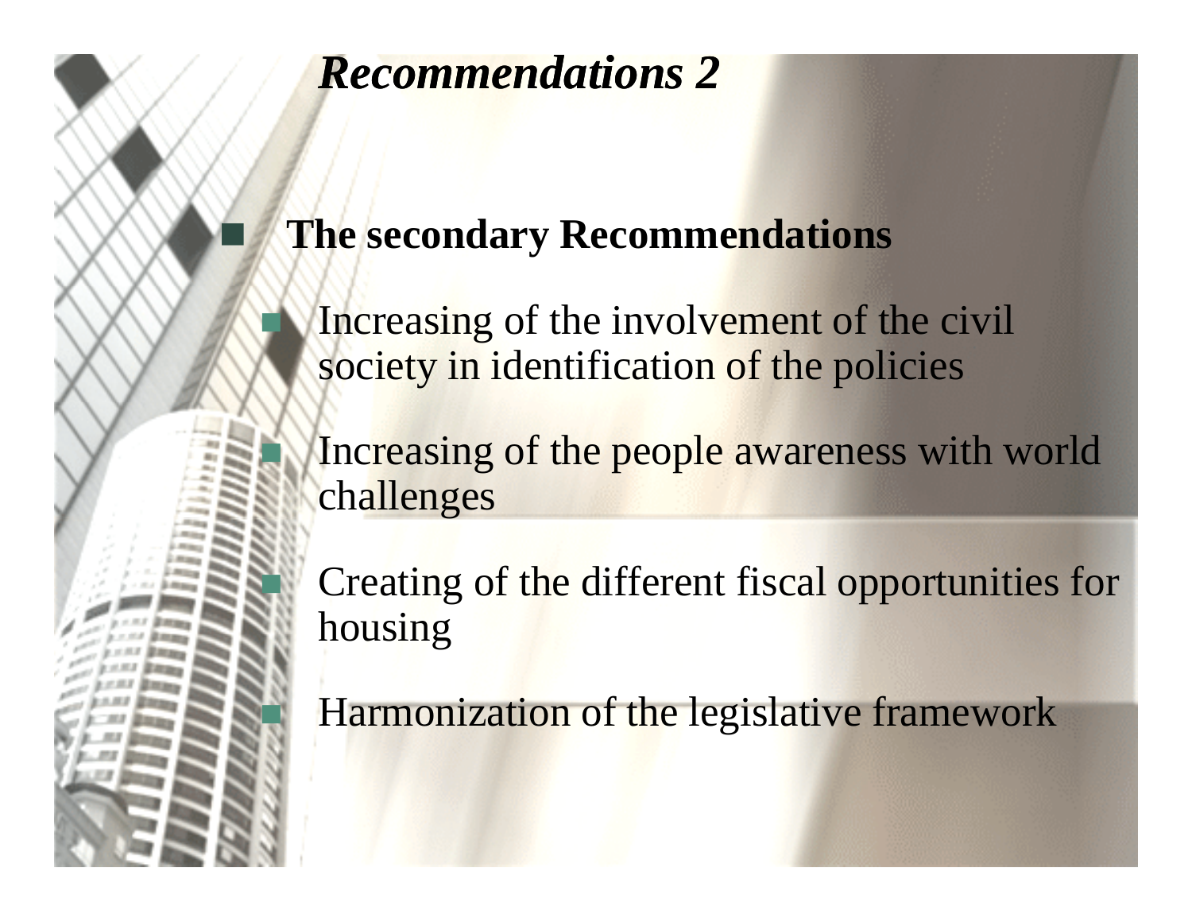# *Recommendations 2*

- **The secondary Recommendations**
  - Increasing of the involvement of the civil society in identification of the policies
  - Increasing of the people awareness with world challenges
  - Creating of the different fiscal opportunities for housing
  - Harmonization of the legislative framework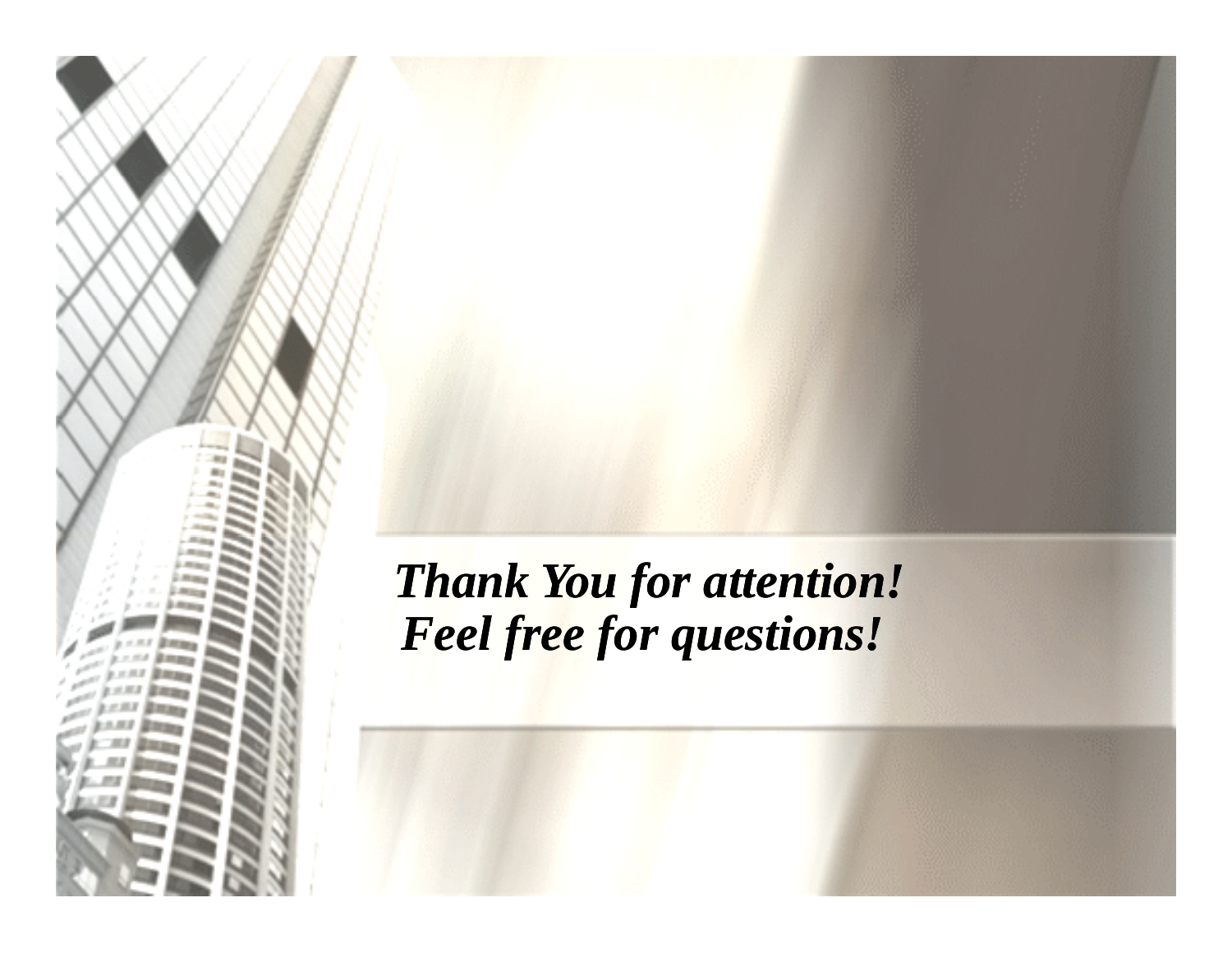***Thank You for attention!***
***Feel free for questions!***